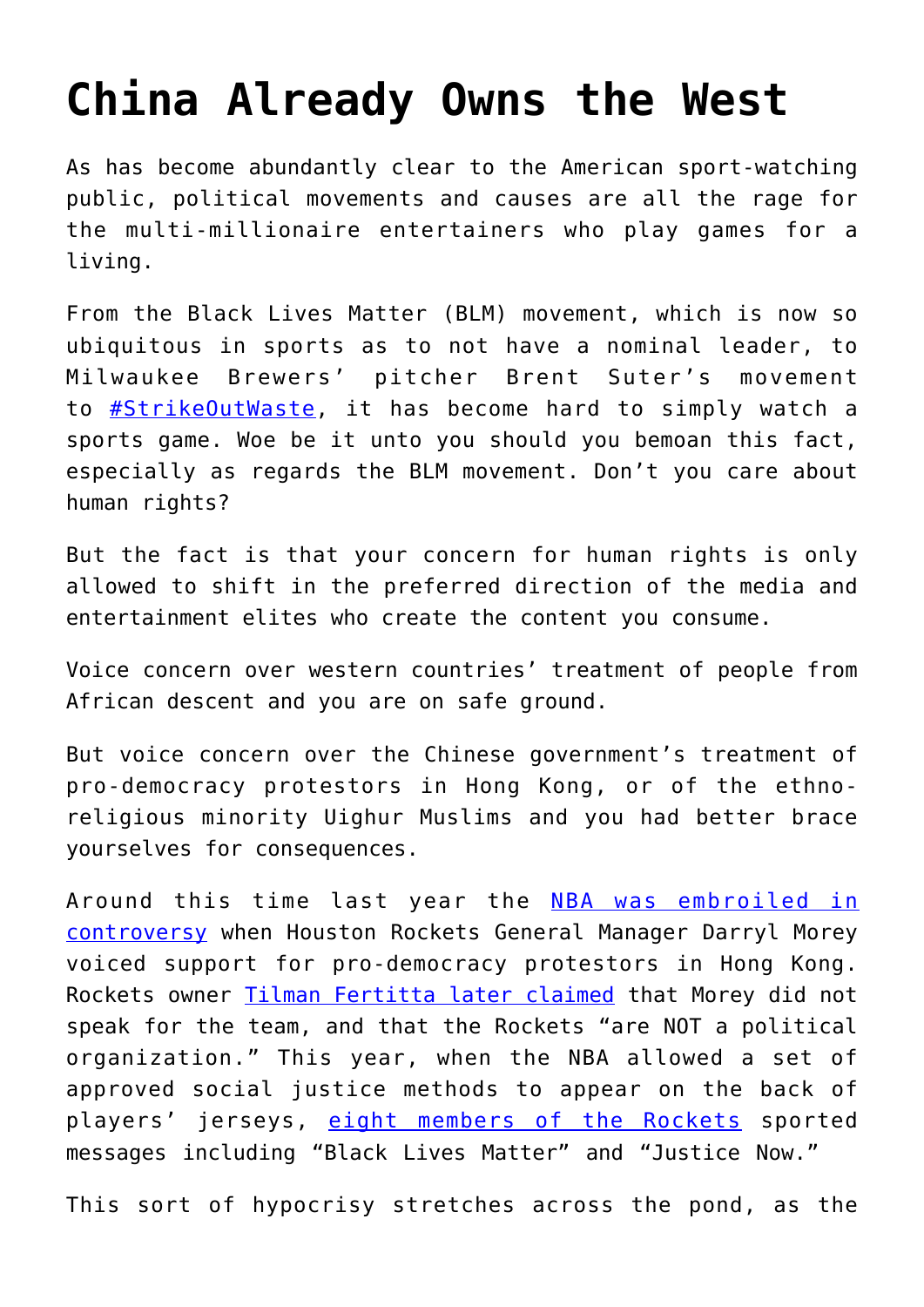# China Already Owns the West

As has become abundantly clear to the American sport-watching public, political movements and causes are all the rage for the multi-millionaire entertainers who play games for a living.

From the Black Lives Matter (BLM) movement, which is now so ubiquitous in sports as to not have a nominal leader, to Milwaukee Brewers' pitcher Brent Suter's movement to #StrikeOutWaste, it has become hard to simply watch a sports game. Woe be it unto you should you bemoan this fact, especially as regards the BLM movement. Don't you care about human rights?

But the fact is that your concern for human rights is only allowed to shift in the preferred direction of the media and entertainment elites who create the content you consume.

Voice concern over western countries' treatment of people from African descent and you are on safe ground.

But voice concern over the Chinese government's treatment of pro-democracy protestors in Hong Kong, or of the ethno-religious minority Uighur Muslims and you had better brace yourselves for consequences.

Around this time last year the NBA was embroiled in controversy when Houston Rockets General Manager Darryl Morey voiced support for pro-democracy protestors in Hong Kong. Rockets owner Tilman Fertitta later claimed that Morey did not speak for the team, and that the Rockets "are NOT a political organization." This year, when the NBA allowed a set of approved social justice methods to appear on the back of players' jerseys, eight members of the Rockets sported messages including "Black Lives Matter" and "Justice Now."

This sort of hypocrisy stretches across the pond, as the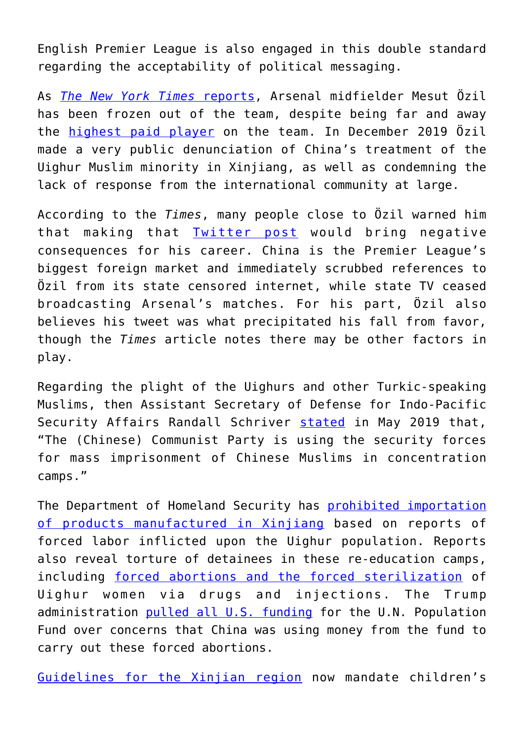English Premier League is also engaged in this double standard regarding the acceptability of political messaging.

As *The New York Times* reports, Arsenal midfielder Mesut Özil has been frozen out of the team, despite being far and away the highest paid player on the team. In December 2019 Özil made a very public denunciation of China's treatment of the Uighur Muslim minority in Xinjiang, as well as condemning the lack of response from the international community at large.

According to the *Times*, many people close to Özil warned him that making that Twitter post would bring negative consequences for his career. China is the Premier League's biggest foreign market and immediately scrubbed references to Özil from its state censored internet, while state TV ceased broadcasting Arsenal's matches. For his part, Özil also believes his tweet was what precipitated his fall from favor, though the *Times* article notes there may be other factors in play.

Regarding the plight of the Uighurs and other Turkic-speaking Muslims, then Assistant Secretary of Defense for Indo-Pacific Security Affairs Randall Schriver stated in May 2019 that, "The (Chinese) Communist Party is using the security forces for mass imprisonment of Chinese Muslims in concentration camps."

The Department of Homeland Security has prohibited importation of products manufactured in Xinjiang based on reports of forced labor inflicted upon the Uighur population. Reports also reveal torture of detainees in these re-education camps, including forced abortions and the forced sterilization of Uighur women via drugs and injections. The Trump administration pulled all U.S. funding for the U.N. Population Fund over concerns that China was using money from the fund to carry out these forced abortions.

Guidelines for the Xinjian region now mandate children's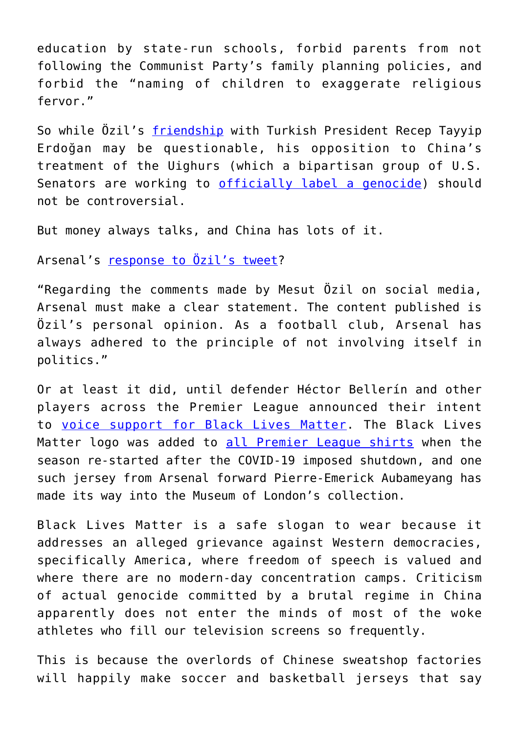education by state-run schools, forbid parents from not following the Communist Party's family planning policies, and forbid the "naming of children to exaggerate religious fervor."

So while Özil's friendship with Turkish President Recep Tayyip Erdoğan may be questionable, his opposition to China's treatment of the Uighurs (which a bipartisan group of U.S. Senators are working to officially label a genocide) should not be controversial.

But money always talks, and China has lots of it.

Arsenal's response to Özil's tweet?

"Regarding the comments made by Mesut Özil on social media, Arsenal must make a clear statement. The content published is Özil's personal opinion. As a football club, Arsenal has always adhered to the principle of not involving itself in politics."

Or at least it did, until defender Héctor Bellerín and other players across the Premier League announced their intent to voice support for Black Lives Matter. The Black Lives Matter logo was added to all Premier League shirts when the season re-started after the COVID-19 imposed shutdown, and one such jersey from Arsenal forward Pierre-Emerick Aubameyang has made its way into the Museum of London's collection.

Black Lives Matter is a safe slogan to wear because it addresses an alleged grievance against Western democracies, specifically America, where freedom of speech is valued and where there are no modern-day concentration camps. Criticism of actual genocide committed by a brutal regime in China apparently does not enter the minds of most of the woke athletes who fill our television screens so frequently.

This is because the overlords of Chinese sweatshop factories will happily make soccer and basketball jerseys that say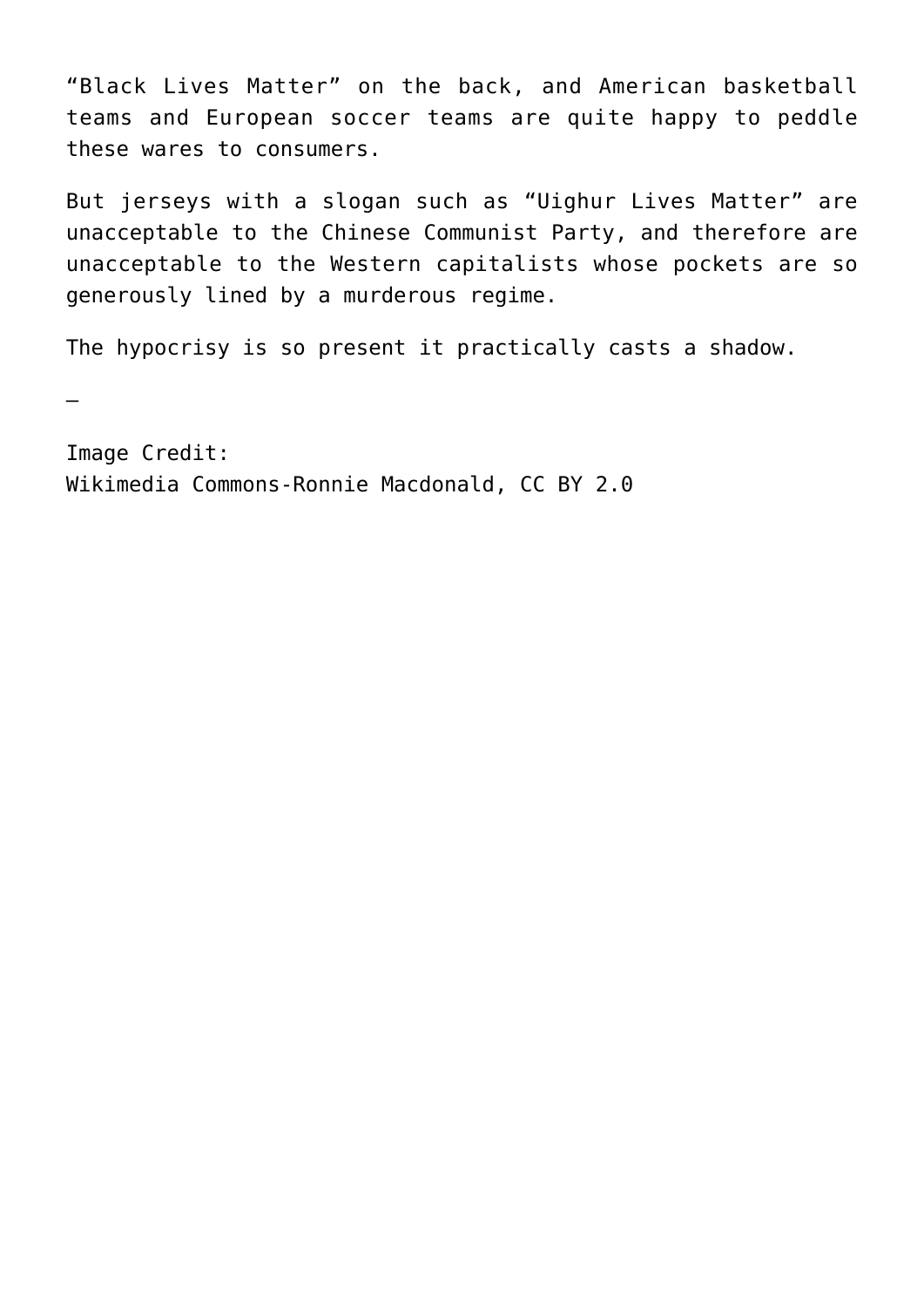“Black Lives Matter” on the back, and American basketball teams and European soccer teams are quite happy to peddle these wares to consumers.

But jerseys with a slogan such as “Uighur Lives Matter” are unacceptable to the Chinese Communist Party, and therefore are unacceptable to the Western capitalists whose pockets are so generously lined by a murderous regime.

The hypocrisy is so present it practically casts a shadow.

—

Image Credit:
Wikimedia Commons-Ronnie Macdonald, CC BY 2.0